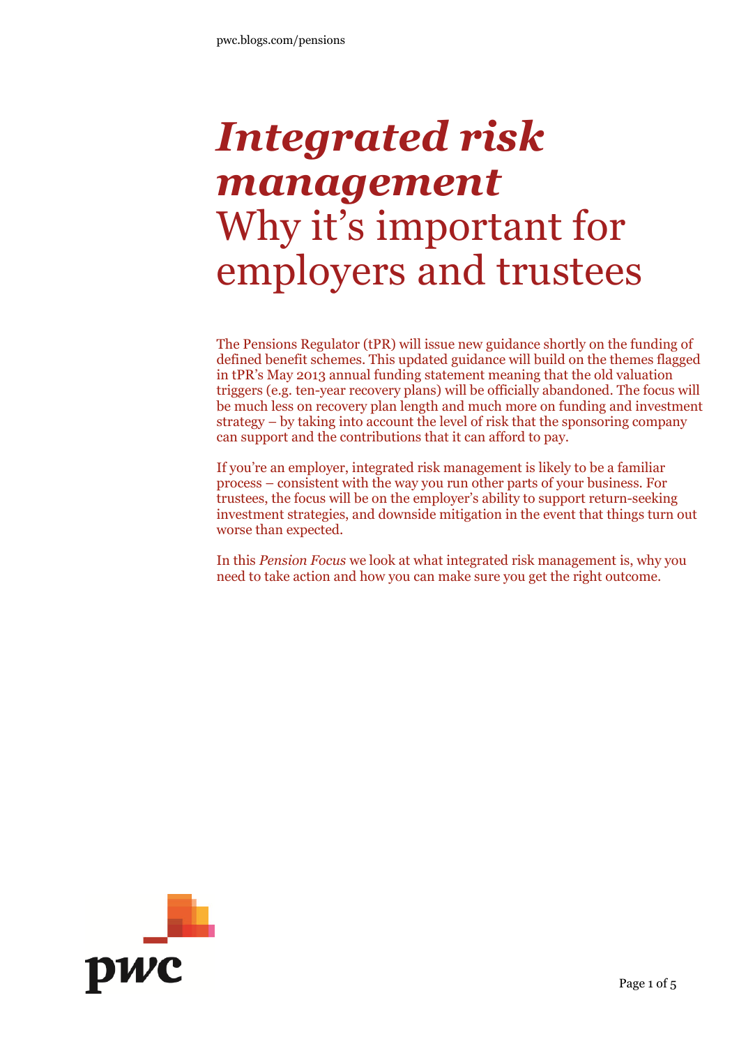pwc.blogs.com/pensions

# *Integrated risk management* Why it's important for employers and trustees

The Pensions Regulator (tPR) will issue new guidance shortly on the funding of defined benefit schemes. This updated guidance will build on the themes flagged in tPR's May 2013 annual funding statement meaning that the old valuation triggers (e.g. ten-year recovery plans) will be officially abandoned. The focus will be much less on recovery plan length and much more on funding and investment strategy – by taking into account the level of risk that the sponsoring company can support and the contributions that it can afford to pay.

If you're an employer, integrated risk management is likely to be a familiar process – consistent with the way you run other parts of your business. For trustees, the focus will be on the employer's ability to support return-seeking investment strategies, and downside mitigation in the event that things turn out worse than expected.

In this *Pension Focus* we look at what integrated risk management is, why you need to take action and how you can make sure you get the right outcome.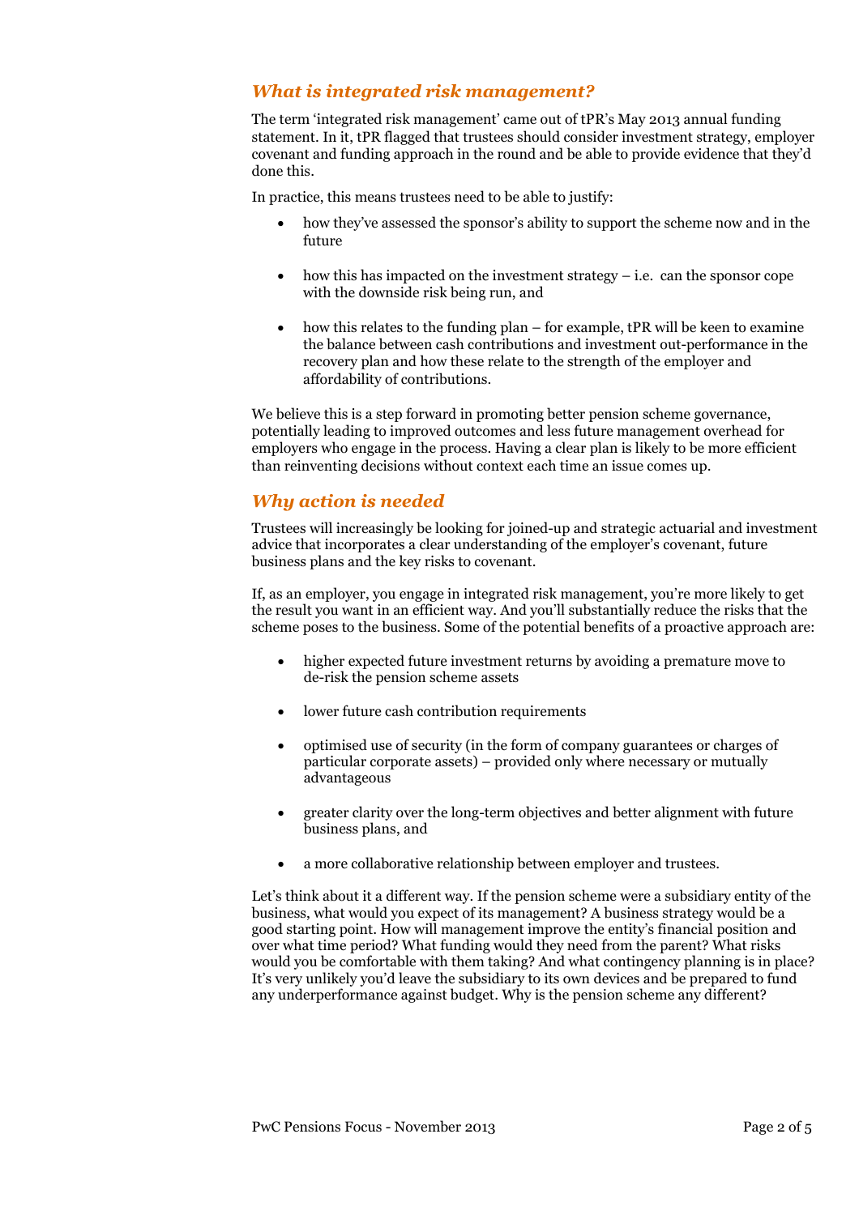## *What is integrated risk management?*

The term 'integrated risk management' came out of tPR's May 2013 annual funding statement. In it, tPR flagged that trustees should consider investment strategy, employer covenant and funding approach in the round and be able to provide evidence that they'd done this.

In practice, this means trustees need to be able to justify:

- how they've assessed the sponsor's ability to support the scheme now and in the future
- how this has impacted on the investment strategy – i.e. can the sponsor cope with the downside risk being run, and
- how this relates to the funding plan – for example, tPR will be keen to examine the balance between cash contributions and investment out-performance in the recovery plan and how these relate to the strength of the employer and affordability of contributions.

We believe this is a step forward in promoting better pension scheme governance, potentially leading to improved outcomes and less future management overhead for employers who engage in the process. Having a clear plan is likely to be more efficient than reinventing decisions without context each time an issue comes up.

## *Why action is needed*

Trustees will increasingly be looking for joined-up and strategic actuarial and investment advice that incorporates a clear understanding of the employer's covenant, future business plans and the key risks to covenant.

If, as an employer, you engage in integrated risk management, you're more likely to get the result you want in an efficient way. And you'll substantially reduce the risks that the scheme poses to the business. Some of the potential benefits of a proactive approach are:

- higher expected future investment returns by avoiding a premature move to de-risk the pension scheme assets
- lower future cash contribution requirements
- optimised use of security (in the form of company guarantees or charges of particular corporate assets) – provided only where necessary or mutually advantageous
- greater clarity over the long-term objectives and better alignment with future business plans, and
- a more collaborative relationship between employer and trustees.

Let's think about it a different way. If the pension scheme were a subsidiary entity of the business, what would you expect of its management? A business strategy would be a good starting point. How will management improve the entity's financial position and over what time period? What funding would they need from the parent? What risks would you be comfortable with them taking? And what contingency planning is in place? It's very unlikely you'd leave the subsidiary to its own devices and be prepared to fund any underperformance against budget. Why is the pension scheme any different?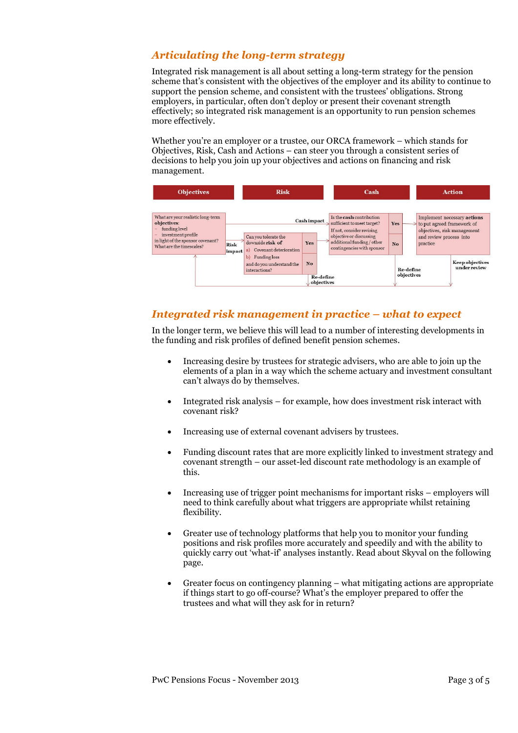## *Articulating the long-term strategy*

Integrated risk management is all about setting a long-term strategy for the pension scheme that's consistent with the objectives of the employer and its ability to continue to support the pension scheme, and consistent with the trustees' obligations. Strong employers, in particular, often don't deploy or present their covenant strength effectively; so integrated risk management is an opportunity to run pension schemes more effectively.

Whether you're an employer or a trustee, our ORCA framework – which stands for Objectives, Risk, Cash and Actions – can steer you through a consistent series of decisions to help you join up your objectives and actions on financing and risk management.

**Objectives** | **Risk** | **Cash** | **Action**

What are your realistic long-term **objectives**:
- funding level
- investment profile

in light of the sponsor covenant? What are the timescales?

Risk impact → Can you tolerate the downside **risk** of
a) Covenant deterioration
b) Funding loss

and do you understand the interactions?

Yes / No (No → Re-define objectives)

Cash impact → Is the **cash** contribution sufficient to meet target? If not, consider revising objective or discussing additional funding / other contingencies with sponsor

Yes / No (No → Re-define objectives)

Implement necessary **actions** to put agreed framework of objectives, risk management and review process into practice

Keep objectives under review

## *Integrated risk management in practice – what to expect*

In the longer term, we believe this will lead to a number of interesting developments in the funding and risk profiles of defined benefit pension schemes.

- Increasing desire by trustees for strategic advisers, who are able to join up the elements of a plan in a way which the scheme actuary and investment consultant can't always do by themselves.
- Integrated risk analysis – for example, how does investment risk interact with covenant risk?
- Increasing use of external covenant advisers by trustees.
- Funding discount rates that are more explicitly linked to investment strategy and covenant strength – our asset-led discount rate methodology is an example of this.
- Increasing use of trigger point mechanisms for important risks – employers will need to think carefully about what triggers are appropriate whilst retaining flexibility.
- Greater use of technology platforms that help you to monitor your funding positions and risk profiles more accurately and speedily and with the ability to quickly carry out 'what-if' analyses instantly. Read about Skyval on the following page.
- Greater focus on contingency planning – what mitigating actions are appropriate if things start to go off-course? What's the employer prepared to offer the trustees and what will they ask for in return?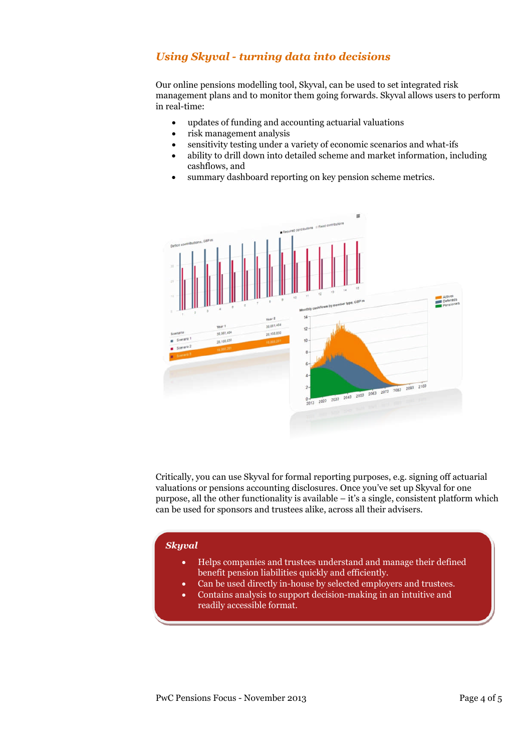## *Using Skyval - turning data into decisions*

Our online pensions modelling tool, Skyval, can be used to set integrated risk management plans and to monitor them going forwards. Skyval allows users to perform in real-time:

- updates of funding and accounting actuarial valuations
- risk management analysis
- sensitivity testing under a variety of economic scenarios and what-ifs
- ability to drill down into detailed scheme and market information, including cashflows, and
- summary dashboard reporting on key pension scheme metrics.

Critically, you can use Skyval for formal reporting purposes, e.g. signing off actuarial valuations or pensions accounting disclosures. Once you've set up Skyval for one purpose, all the other functionality is available – it's a single, consistent platform which can be used for sponsors and trustees alike, across all their advisers.

### *Skyval*

- Helps companies and trustees understand and manage their defined benefit pension liabilities quickly and efficiently.
- Can be used directly in-house by selected employers and trustees.
- Contains analysis to support decision-making in an intuitive and readily accessible format.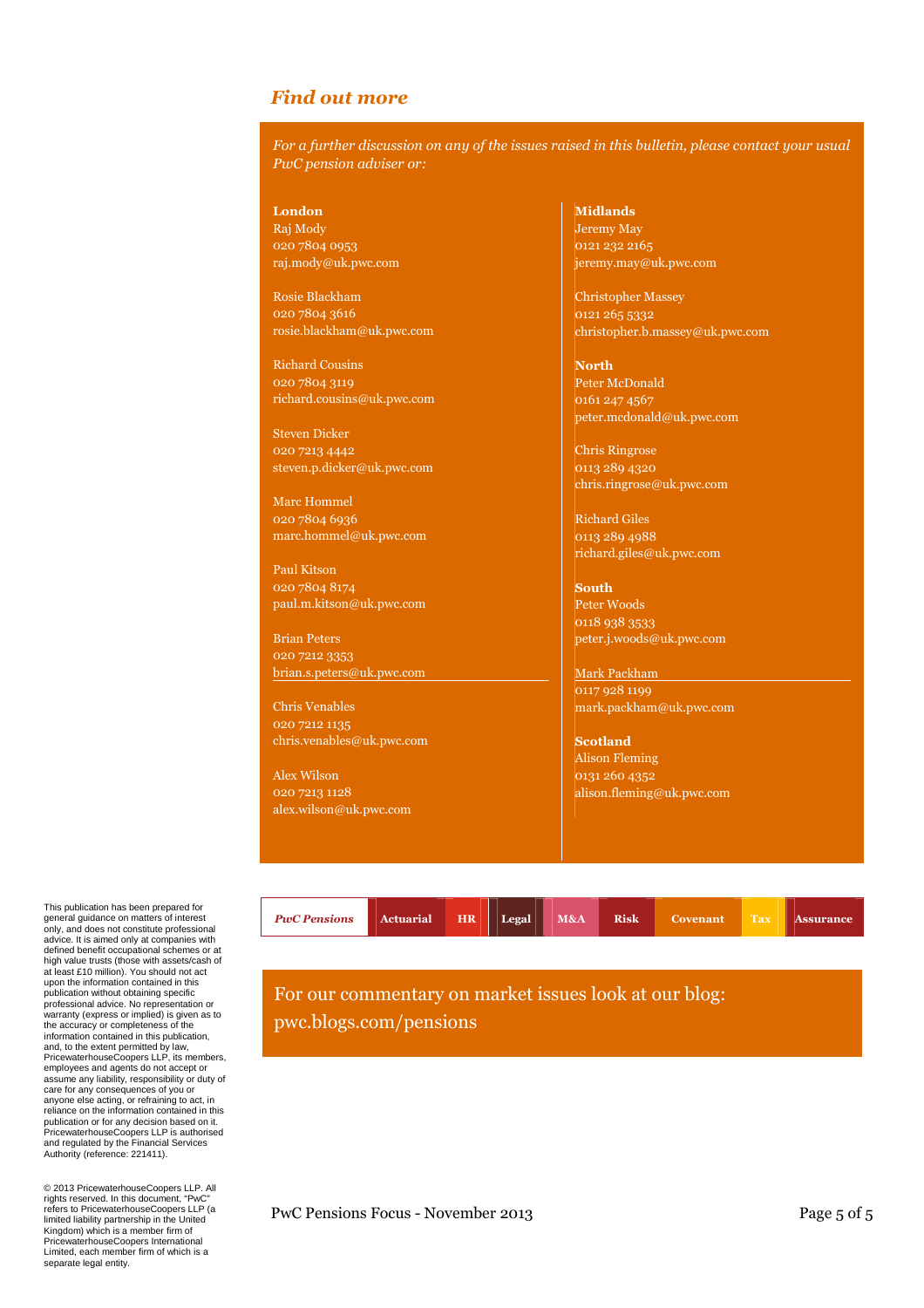## *Find out more*

*For a further discussion on any of the issues raised in this bulletin, please contact your usual PwC pension adviser or:*

**London**

Raj Mody
020 7804 0953
raj.mody@uk.pwc.com

Rosie Blackham
020 7804 3616
rosie.blackham@uk.pwc.com

Richard Cousins
020 7804 3119
richard.cousins@uk.pwc.com

Steven Dicker
020 7213 4442
steven.p.dicker@uk.pwc.com

Marc Hommel
020 7804 6936
marc.hommel@uk.pwc.com

Paul Kitson
020 7804 8174
paul.m.kitson@uk.pwc.com

Brian Peters
020 7212 3353
brian.s.peters@uk.pwc.com

Chris Venables
020 7212 1135
chris.venables@uk.pwc.com

Alex Wilson
020 7213 1128
alex.wilson@uk.pwc.com

**Midlands**

Jeremy May
0121 232 2165
jeremy.may@uk.pwc.com

Christopher Massey
0121 265 5332
christopher.b.massey@uk.pwc.com

**North**

Peter McDonald
0161 247 4567
peter.mcdonald@uk.pwc.com

Chris Ringrose
0113 289 4320
chris.ringrose@uk.pwc.com

Richard Giles
0113 289 4988
richard.giles@uk.pwc.com

**South**

Peter Woods
0118 938 3533
peter.j.woods@uk.pwc.com

Mark Packham
0117 928 1199
mark.packham@uk.pwc.com

**Scotland**

Alison Fleming
0131 260 4352
alison.fleming@uk.pwc.com

*PwC Pensions* | Actuarial | HR | Legal | M&A | Risk | Covenant | Tax | Assurance

For our commentary on market issues look at our blog: pwc.blogs.com/pensions

This publication has been prepared for general guidance on matters of interest only, and does not constitute professional advice. It is aimed only at companies with defined benefit occupational schemes or at high value trusts (those with assets/cash of at least £10 million). You should not act upon the information contained in this publication without obtaining specific professional advice. No representation or warranty (express or implied) is given as to the accuracy or completeness of the information contained in this publication, and, to the extent permitted by law, PricewaterhouseCoopers LLP, its members, employees and agents do not accept or assume any liability, responsibility or duty of care for any consequences of you or anyone else acting, or refraining to act, in reliance on the information contained in this publication or for any decision based on it. PricewaterhouseCoopers LLP is authorised and regulated by the Financial Services Authority (reference: 221411).

© 2013 PricewaterhouseCoopers LLP. All rights reserved. In this document, "PwC" refers to PricewaterhouseCoopers LLP (a limited liability partnership in the United Kingdom) which is a member firm of PricewaterhouseCoopers International Limited, each member firm of which is a separate legal entity.